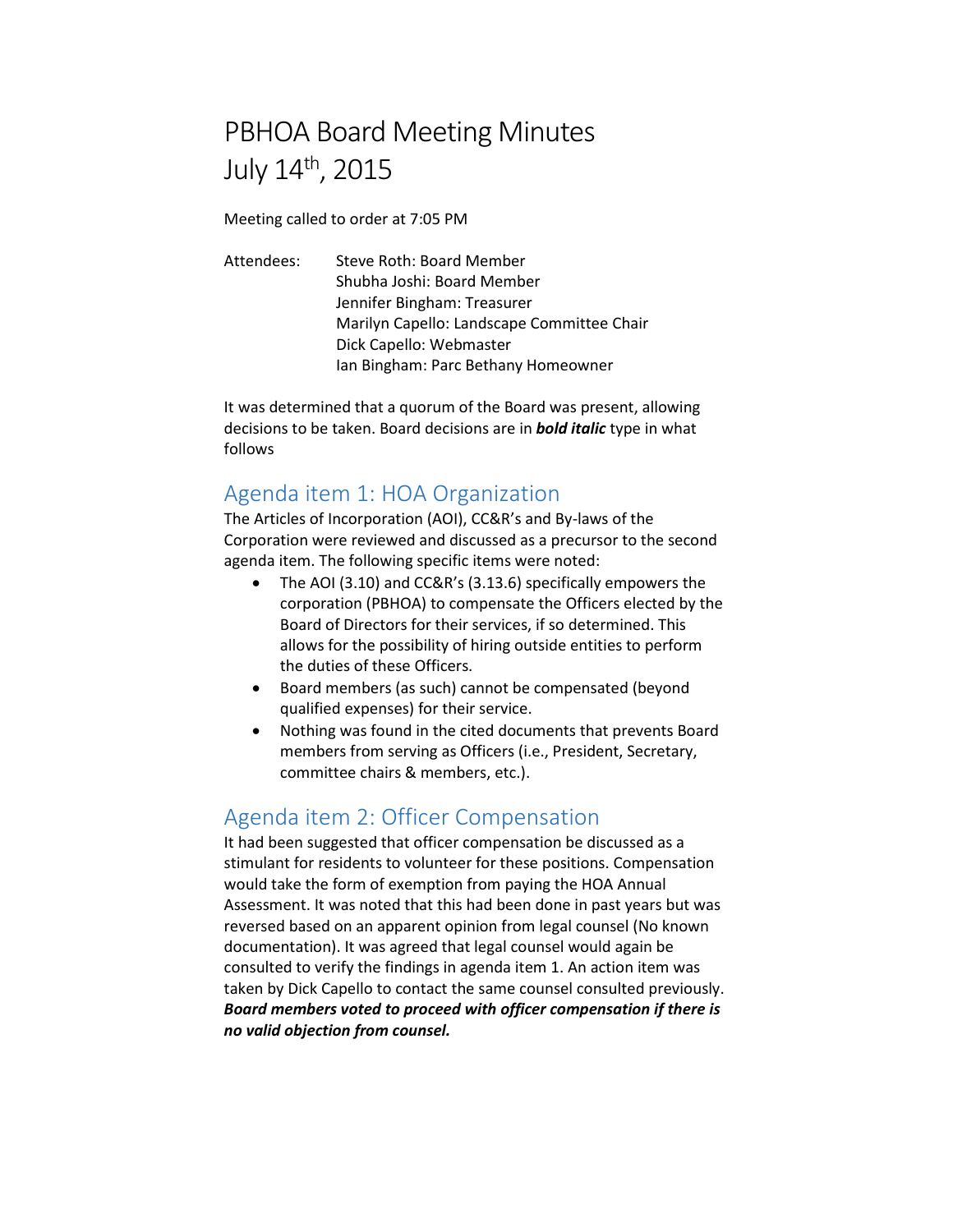# PBHOA Board Meeting Minutes
# July 14th, 2015

Meeting called to order at 7:05 PM

Attendees:
- Steve Roth: Board Member
- Shubha Joshi: Board Member
- Jennifer Bingham: Treasurer
- Marilyn Capello: Landscape Committee Chair
- Dick Capello: Webmaster
- Ian Bingham: Parc Bethany Homeowner

It was determined that a quorum of the Board was present, allowing decisions to be taken. Board decisions are in ***bold italic*** type in what follows

## Agenda item 1: HOA Organization

The Articles of Incorporation (AOI), CC&R's and By-laws of the Corporation were reviewed and discussed as a precursor to the second agenda item. The following specific items were noted:

- The AOI (3.10) and CC&R's (3.13.6) specifically empowers the corporation (PBHOA) to compensate the Officers elected by the Board of Directors for their services, if so determined. This allows for the possibility of hiring outside entities to perform the duties of these Officers.
- Board members (as such) cannot be compensated (beyond qualified expenses) for their service.
- Nothing was found in the cited documents that prevents Board members from serving as Officers (i.e., President, Secretary, committee chairs & members, etc.).

## Agenda item 2: Officer Compensation

It had been suggested that officer compensation be discussed as a stimulant for residents to volunteer for these positions. Compensation would take the form of exemption from paying the HOA Annual Assessment. It was noted that this had been done in past years but was reversed based on an apparent opinion from legal counsel (No known documentation). It was agreed that legal counsel would again be consulted to verify the findings in agenda item 1. An action item was taken by Dick Capello to contact the same counsel consulted previously. ***Board members voted to proceed with officer compensation if there is no valid objection from counsel.***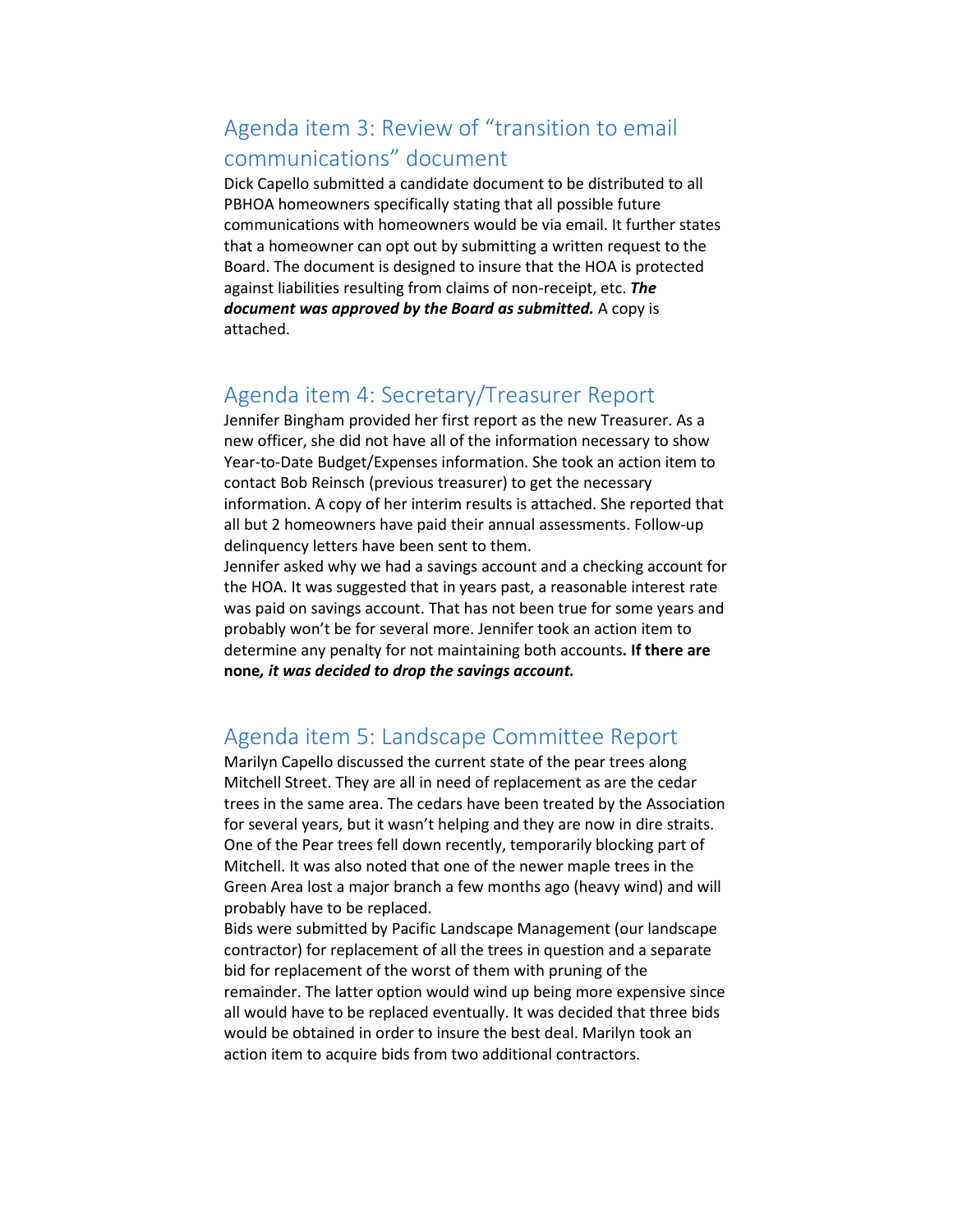## Agenda item 3: Review of “transition to email communications” document

Dick Capello submitted a candidate document to be distributed to all PBHOA homeowners specifically stating that all possible future communications with homeowners would be via email. It further states that a homeowner can opt out by submitting a written request to the Board. The document is designed to insure that the HOA is protected against liabilities resulting from claims of non-receipt, etc. ***The document was approved by the Board as submitted.*** A copy is attached.

## Agenda item 4: Secretary/Treasurer Report

Jennifer Bingham provided her first report as the new Treasurer. As a new officer, she did not have all of the information necessary to show Year-to-Date Budget/Expenses information. She took an action item to contact Bob Reinsch (previous treasurer) to get the necessary information. A copy of her interim results is attached. She reported that all but 2 homeowners have paid their annual assessments. Follow-up delinquency letters have been sent to them.

Jennifer asked why we had a savings account and a checking account for the HOA. It was suggested that in years past, a reasonable interest rate was paid on savings account. That has not been true for some years and probably won’t be for several more. Jennifer took an action item to determine any penalty for not maintaining both accounts**. If there are none*****, it was decided to drop the savings account.***

## Agenda item 5: Landscape Committee Report

Marilyn Capello discussed the current state of the pear trees along Mitchell Street. They are all in need of replacement as are the cedar trees in the same area. The cedars have been treated by the Association for several years, but it wasn’t helping and they are now in dire straits. One of the Pear trees fell down recently, temporarily blocking part of Mitchell. It was also noted that one of the newer maple trees in the Green Area lost a major branch a few months ago (heavy wind) and will probably have to be replaced.

Bids were submitted by Pacific Landscape Management (our landscape contractor) for replacement of all the trees in question and a separate bid for replacement of the worst of them with pruning of the remainder. The latter option would wind up being more expensive since all would have to be replaced eventually. It was decided that three bids would be obtained in order to insure the best deal. Marilyn took an action item to acquire bids from two additional contractors.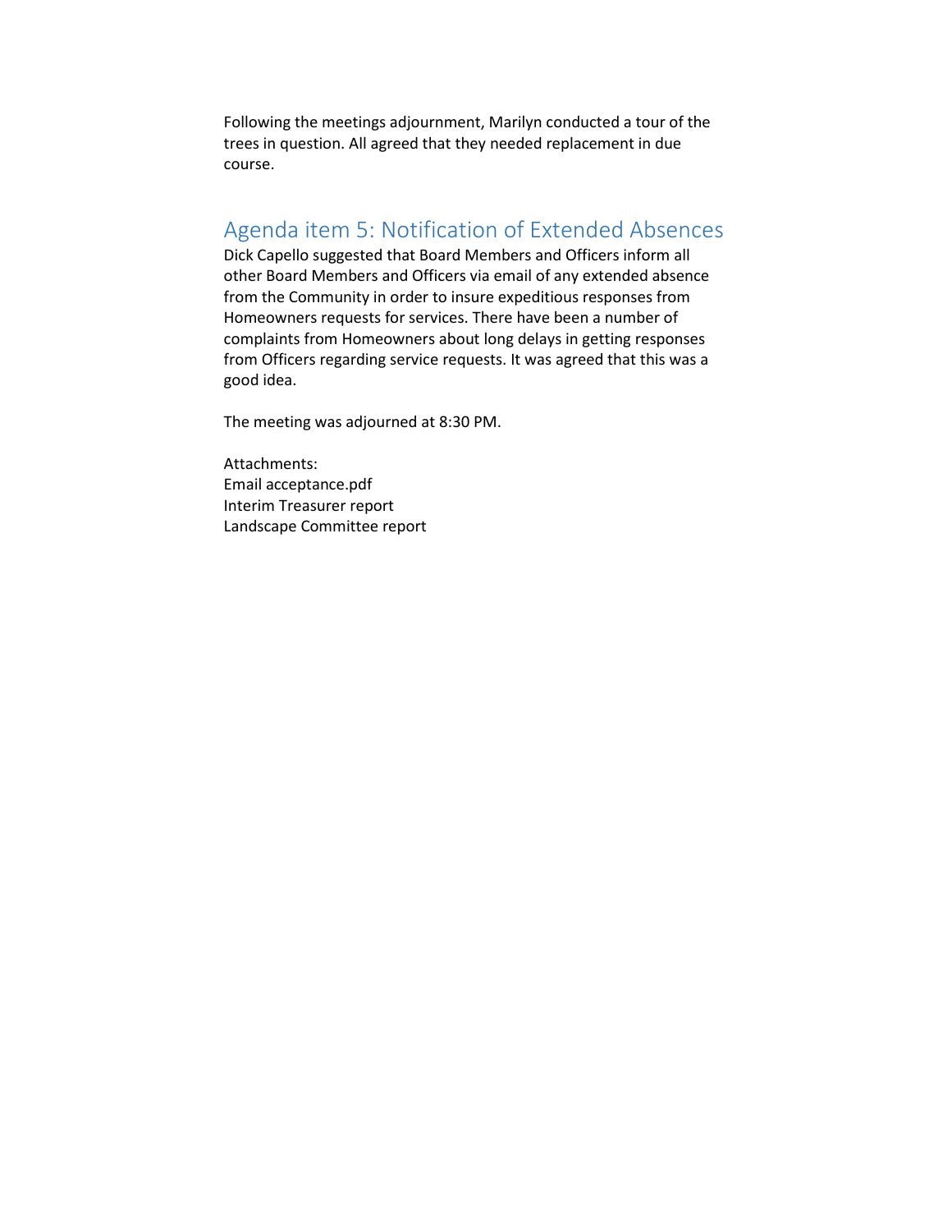Following the meetings adjournment, Marilyn conducted a tour of the trees in question. All agreed that they needed replacement in due course.

## Agenda item 5: Notification of Extended Absences

Dick Capello suggested that Board Members and Officers inform all other Board Members and Officers via email of any extended absence from the Community in order to insure expeditious responses from Homeowners requests for services. There have been a number of complaints from Homeowners about long delays in getting responses from Officers regarding service requests. It was agreed that this was a good idea.

The meeting was adjourned at 8:30 PM.

Attachments:
Email acceptance.pdf
Interim Treasurer report
Landscape Committee report